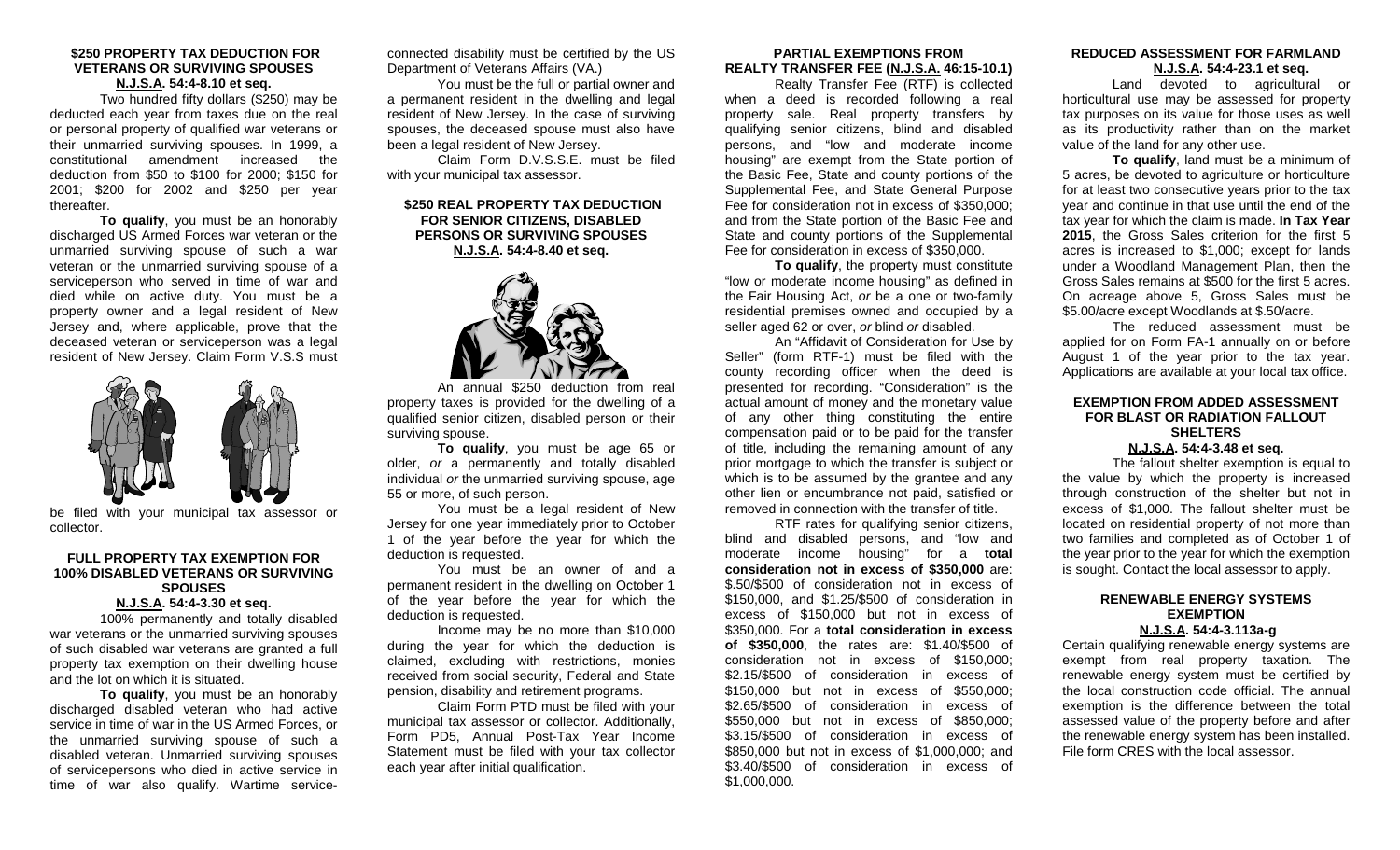## $250 PROPERTY TAX DEDUCTION FOR VETERANS OR SURVIVING SPOUSES

**N.J.S.A. 54:4-8.10 et seq.**

Two hundred fifty dollars ($250) may be deducted each year from taxes due on the real or personal property of qualified war veterans or their unmarried surviving spouses. In 1999, a constitutional amendment increased the deduction from $50 to $100 for 2000; $150 for 2001; $200 for 2002 and $250 per year thereafter.

**To qualify**, you must be an honorably discharged US Armed Forces war veteran or the unmarried surviving spouse of such a war veteran or the unmarried surviving spouse of a serviceperson who served in time of war and died while on active duty. You must be a property owner and a legal resident of New Jersey and, where applicable, prove that the deceased veteran or serviceperson was a legal resident of New Jersey. Claim Form V.S.S must be filed with your municipal tax assessor or collector.

## FULL PROPERTY TAX EXEMPTION FOR 100% DISABLED VETERANS OR SURVIVING SPOUSES

**N.J.S.A. 54:4-3.30 et seq.**

100% permanently and totally disabled war veterans or the unmarried surviving spouses of such disabled war veterans are granted a full property tax exemption on their dwelling house and the lot on which it is situated.

**To qualify**, you must be an honorably discharged disabled veteran who had active service in time of war in the US Armed Forces, or the unmarried surviving spouse of such a disabled veteran. Unmarried surviving spouses of servicepersons who died in active service in time of war also qualify. Wartime service-connected disability must be certified by the US Department of Veterans Affairs (VA.)

You must be the full or partial owner and a permanent resident in the dwelling and legal resident of New Jersey. In the case of surviving spouses, the deceased spouse must also have been a legal resident of New Jersey.

Claim Form D.V.S.S.E. must be filed with your municipal tax assessor.

## $250 REAL PROPERTY TAX DEDUCTION FOR SENIOR CITIZENS, DISABLED PERSONS OR SURVIVING SPOUSES

**N.J.S.A. 54:4-8.40 et seq.**

An annual $250 deduction from real property taxes is provided for the dwelling of a qualified senior citizen, disabled person or their surviving spouse.

**To qualify**, you must be age 65 or older, *or* a permanently and totally disabled individual *or* the unmarried surviving spouse, age 55 or more, of such person.

You must be a legal resident of New Jersey for one year immediately prior to October 1 of the year before the year for which the deduction is requested.

You must be an owner of and a permanent resident in the dwelling on October 1 of the year before the year for which the deduction is requested.

Income may be no more than $10,000 during the year for which the deduction is claimed, excluding with restrictions, monies received from social security, Federal and State pension, disability and retirement programs.

Claim Form PTD must be filed with your municipal tax assessor or collector. Additionally, Form PD5, Annual Post-Tax Year Income Statement must be filed with your tax collector each year after initial qualification.

## PARTIAL EXEMPTIONS FROM REALTY TRANSFER FEE (N.J.S.A. 46:15-10.1)

Realty Transfer Fee (RTF) is collected when a deed is recorded following a real property sale. Real property transfers by qualifying senior citizens, blind and disabled persons, and "low and moderate income housing" are exempt from the State portion of the Basic Fee, State and county portions of the Supplemental Fee, and State General Purpose Fee for consideration not in excess of $350,000; and from the State portion of the Basic Fee and State and county portions of the Supplemental Fee for consideration in excess of $350,000.

**To qualify**, the property must constitute "low or moderate income housing" as defined in the Fair Housing Act, *or* be a one or two-family residential premises owned and occupied by a seller aged 62 or over, *or* blind *or* disabled.

An "Affidavit of Consideration for Use by Seller" (form RTF-1) must be filed with the county recording officer when the deed is presented for recording. "Consideration" is the actual amount of money and the monetary value of any other thing constituting the entire compensation paid or to be paid for the transfer of title, including the remaining amount of any prior mortgage to which the transfer is subject or which is to be assumed by the grantee and any other lien or encumbrance not paid, satisfied or removed in connection with the transfer of title.

RTF rates for qualifying senior citizens, blind and disabled persons, and "low and moderate income housing" for a **total consideration not in excess of $350,000** are: $.50/$500 of consideration not in excess of $150,000, and $1.25/$500 of consideration in excess of $150,000 but not in excess of $350,000. For a **total consideration in excess of $350,000**, the rates are: $1.40/$500 of consideration not in excess of $150,000; $2.15/$500 of consideration in excess of $150,000 but not in excess of $550,000; $2.65/$500 of consideration in excess of $550,000 but not in excess of $850,000; $3.15/$500 of consideration in excess of $850,000 but not in excess of $1,000,000; and $3.40/$500 of consideration in excess of $1,000,000.

## REDUCED ASSESSMENT FOR FARMLAND

**N.J.S.A. 54:4-23.1 et seq.**

Land devoted to agricultural or horticultural use may be assessed for property tax purposes on its value for those uses as well as its productivity rather than on the market value of the land for any other use.

**To qualify**, land must be a minimum of 5 acres, be devoted to agriculture or horticulture for at least two consecutive years prior to the tax year and continue in that use until the end of the tax year for which the claim is made. **In Tax Year 2015**, the Gross Sales criterion for the first 5 acres is increased to $1,000; except for lands under a Woodland Management Plan, then the Gross Sales remains at $500 for the first 5 acres. On acreage above 5, Gross Sales must be $5.00/acre except Woodlands at $.50/acre.

The reduced assessment must be applied for on Form FA-1 annually on or before August 1 of the year prior to the tax year. Applications are available at your local tax office.

## EXEMPTION FROM ADDED ASSESSMENT FOR BLAST OR RADIATION FALLOUT SHELTERS

**N.J.S.A. 54:4-3.48 et seq.**

The fallout shelter exemption is equal to the value by which the property is increased through construction of the shelter but not in excess of $1,000. The fallout shelter must be located on residential property of not more than two families and completed as of October 1 of the year prior to the year for which the exemption is sought. Contact the local assessor to apply.

## RENEWABLE ENERGY SYSTEMS EXEMPTION

**N.J.S.A. 54:4-3.113a-g**

Certain qualifying renewable energy systems are exempt from real property taxation. The renewable energy system must be certified by the local construction code official. The annual exemption is the difference between the total assessed value of the property before and after the renewable energy system has been installed. File form CRES with the local assessor.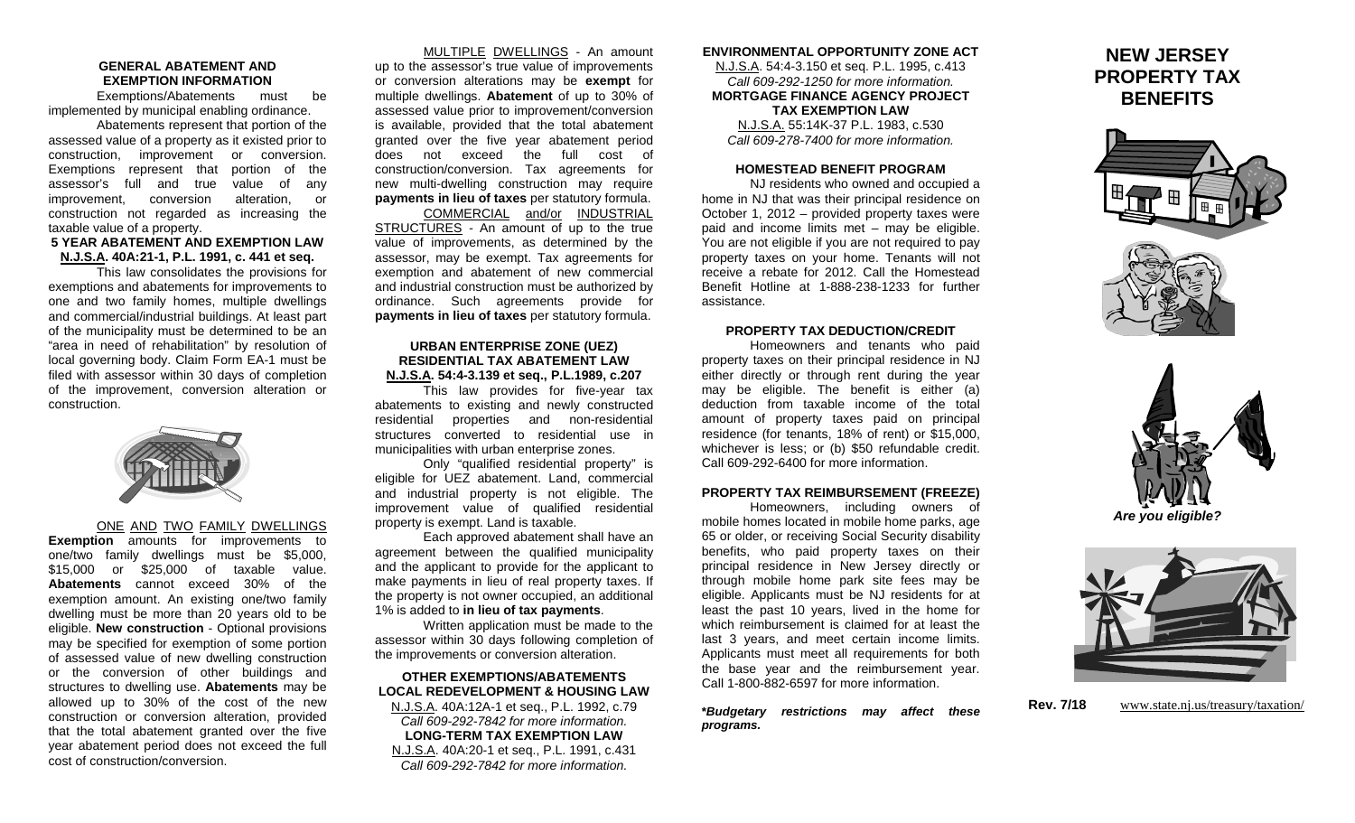#### GENERAL ABATEMENT AND EXEMPTION INFORMATION

Exemptions/Abatements must be implemented by municipal enabling ordinance.

Abatements represent that portion of the assessed value of a property as it existed prior to construction, improvement or conversion. Exemptions represent that portion of the assessor's full and true value of any improvement, conversion alteration, or construction not regarded as increasing the taxable value of a property.

#### 5 YEAR ABATEMENT AND EXEMPTION LAW N.J.S.A. 40A:21-1, P.L. 1991, c. 441 et seq.

This law consolidates the provisions for exemptions and abatements for improvements to one and two family homes, multiple dwellings and commercial/industrial buildings. At least part of the municipality must be determined to be an "area in need of rehabilitation" by resolution of local governing body. Claim Form EA-1 must be filed with assessor within 30 days of completion of the improvement, conversion alteration or construction.

ONE AND TWO FAMILY DWELLINGS **Exemption** amounts for improvements to one/two family dwellings must be $5,000, $15,000 or $25,000 of taxable value. **Abatements** cannot exceed 30% of the exemption amount. An existing one/two family dwelling must be more than 20 years old to be eligible. **New construction** - Optional provisions may be specified for exemption of some portion of assessed value of new dwelling construction or the conversion of other buildings and structures to dwelling use. **Abatements** may be allowed up to 30% of the cost of the new construction or conversion alteration, provided that the total abatement granted over the five year abatement period does not exceed the full cost of construction/conversion.

MULTIPLE DWELLINGS - An amount up to the assessor's true value of improvements or conversion alterations may be **exempt** for multiple dwellings. **Abatement** of up to 30% of assessed value prior to improvement/conversion is available, provided that the total abatement granted over the five year abatement period does not exceed the full cost of construction/conversion. Tax agreements for new multi-dwelling construction may require **payments in lieu of taxes** per statutory formula.

COMMERCIAL and/or INDUSTRIAL STRUCTURES - An amount of up to the true value of improvements, as determined by the assessor, may be exempt. Tax agreements for exemption and abatement of new commercial and industrial construction must be authorized by ordinance. Such agreements provide for **payments in lieu of taxes** per statutory formula.

#### URBAN ENTERPRISE ZONE (UEZ) RESIDENTIAL TAX ABATEMENT LAW N.J.S.A. 54:4-3.139 et seq., P.L.1989, c.207

This law provides for five-year tax abatements to existing and newly constructed residential properties and non-residential structures converted to residential use in municipalities with urban enterprise zones.

Only "qualified residential property" is eligible for UEZ abatement. Land, commercial and industrial property is not eligible. The improvement value of qualified residential property is exempt. Land is taxable.

Each approved abatement shall have an agreement between the qualified municipality and the applicant to provide for the applicant to make payments in lieu of real property taxes. If the property is not owner occupied, an additional 1% is added to **in lieu of tax payments**.

Written application must be made to the assessor within 30 days following completion of the improvements or conversion alteration.

#### OTHER EXEMPTIONS/ABATEMENTS

**LOCAL REDEVELOPMENT & HOUSING LAW**
N.J.S.A. 40A:12A-1 et seq., P.L. 1992, c.79
*Call 609-292-7842 for more information.*

**LONG-TERM TAX EXEMPTION LAW**
N.J.S.A. 40A:20-1 et seq., P.L. 1991, c.431
*Call 609-292-7842 for more information.*

**ENVIRONMENTAL OPPORTUNITY ZONE ACT**
N.J.S.A. 54:4-3.150 et seq. P.L. 1995, c.413
*Call 609-292-1250 for more information.*

**MORTGAGE FINANCE AGENCY PROJECT TAX EXEMPTION LAW**
N.J.S.A. 55:14K-37 P.L. 1983, c.530
*Call 609-278-7400 for more information.*

#### HOMESTEAD BENEFIT PROGRAM

NJ residents who owned and occupied a home in NJ that was their principal residence on October 1, 2012 – provided property taxes were paid and income limits met – may be eligible. You are not eligible if you are not required to pay property taxes on your home. Tenants will not receive a rebate for 2012. Call the Homestead Benefit Hotline at 1-888-238-1233 for further assistance.

#### PROPERTY TAX DEDUCTION/CREDIT

Homeowners and tenants who paid property taxes on their principal residence in NJ either directly or through rent during the year may be eligible. The benefit is either (a) deduction from taxable income of the total amount of property taxes paid on principal residence (for tenants, 18% of rent) or $15,000, whichever is less; or (b) $50 refundable credit. Call 609-292-6400 for more information.

#### PROPERTY TAX REIMBURSEMENT (FREEZE)

Homeowners, including owners of mobile homes located in mobile home parks, age 65 or older, or receiving Social Security disability benefits, who paid property taxes on their principal residence in New Jersey directly or through mobile home park site fees may be eligible. Applicants must be NJ residents for at least the past 10 years, lived in the home for which reimbursement is claimed for at least the last 3 years, and meet certain income limits. Applicants must meet all requirements for both the base year and the reimbursement year. Call 1-800-882-6597 for more information.

***Budgetary restrictions may affect these programs.***

# NEW JERSEY PROPERTY TAX BENEFITS

***Are you eligible?***

**Rev. 7/18** www.state.nj.us/treasury/taxation/